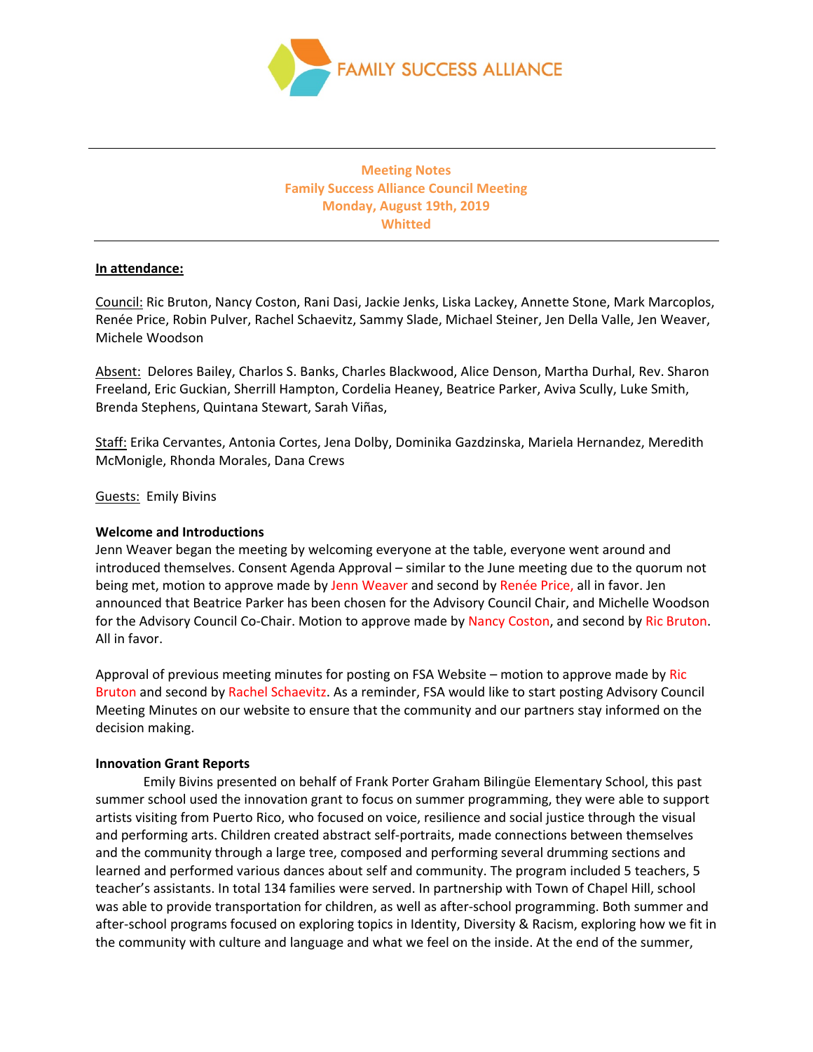FAMILY SUCCESS ALLIANCE

---

**Meeting Notes**
**Family Success Alliance Council Meeting**
**Monday, August 19th, 2019**
**Whitted**

---

**In attendance:**

Council: Ric Bruton, Nancy Coston, Rani Dasi, Jackie Jenks, Liska Lackey, Annette Stone, Mark Marcoplos, Renée Price, Robin Pulver, Rachel Schaevitz, Sammy Slade, Michael Steiner, Jen Della Valle, Jen Weaver, Michele Woodson

Absent: Delores Bailey, Charlos S. Banks, Charles Blackwood, Alice Denson, Martha Durhal, Rev. Sharon Freeland, Eric Guckian, Sherrill Hampton, Cordelia Heaney, Beatrice Parker, Aviva Scully, Luke Smith, Brenda Stephens, Quintana Stewart, Sarah Viñas,

Staff: Erika Cervantes, Antonia Cortes, Jena Dolby, Dominika Gazdzinska, Mariela Hernandez, Meredith McMonigle, Rhonda Morales, Dana Crews

Guests: Emily Bivins

**Welcome and Introductions**

Jenn Weaver began the meeting by welcoming everyone at the table, everyone went around and introduced themselves. Consent Agenda Approval – similar to the June meeting due to the quorum not being met, motion to approve made by Jenn Weaver and second by Renée Price, all in favor. Jen announced that Beatrice Parker has been chosen for the Advisory Council Chair, and Michelle Woodson for the Advisory Council Co-Chair. Motion to approve made by Nancy Coston, and second by Ric Bruton. All in favor.

Approval of previous meeting minutes for posting on FSA Website – motion to approve made by Ric Bruton and second by Rachel Schaevitz. As a reminder, FSA would like to start posting Advisory Council Meeting Minutes on our website to ensure that the community and our partners stay informed on the decision making.

**Innovation Grant Reports**

Emily Bivins presented on behalf of Frank Porter Graham Bilingüe Elementary School, this past summer school used the innovation grant to focus on summer programming, they were able to support artists visiting from Puerto Rico, who focused on voice, resilience and social justice through the visual and performing arts. Children created abstract self-portraits, made connections between themselves and the community through a large tree, composed and performing several drumming sections and learned and performed various dances about self and community. The program included 5 teachers, 5 teacher's assistants. In total 134 families were served. In partnership with Town of Chapel Hill, school was able to provide transportation for children, as well as after-school programming. Both summer and after-school programs focused on exploring topics in Identity, Diversity & Racism, exploring how we fit in the community with culture and language and what we feel on the inside. At the end of the summer,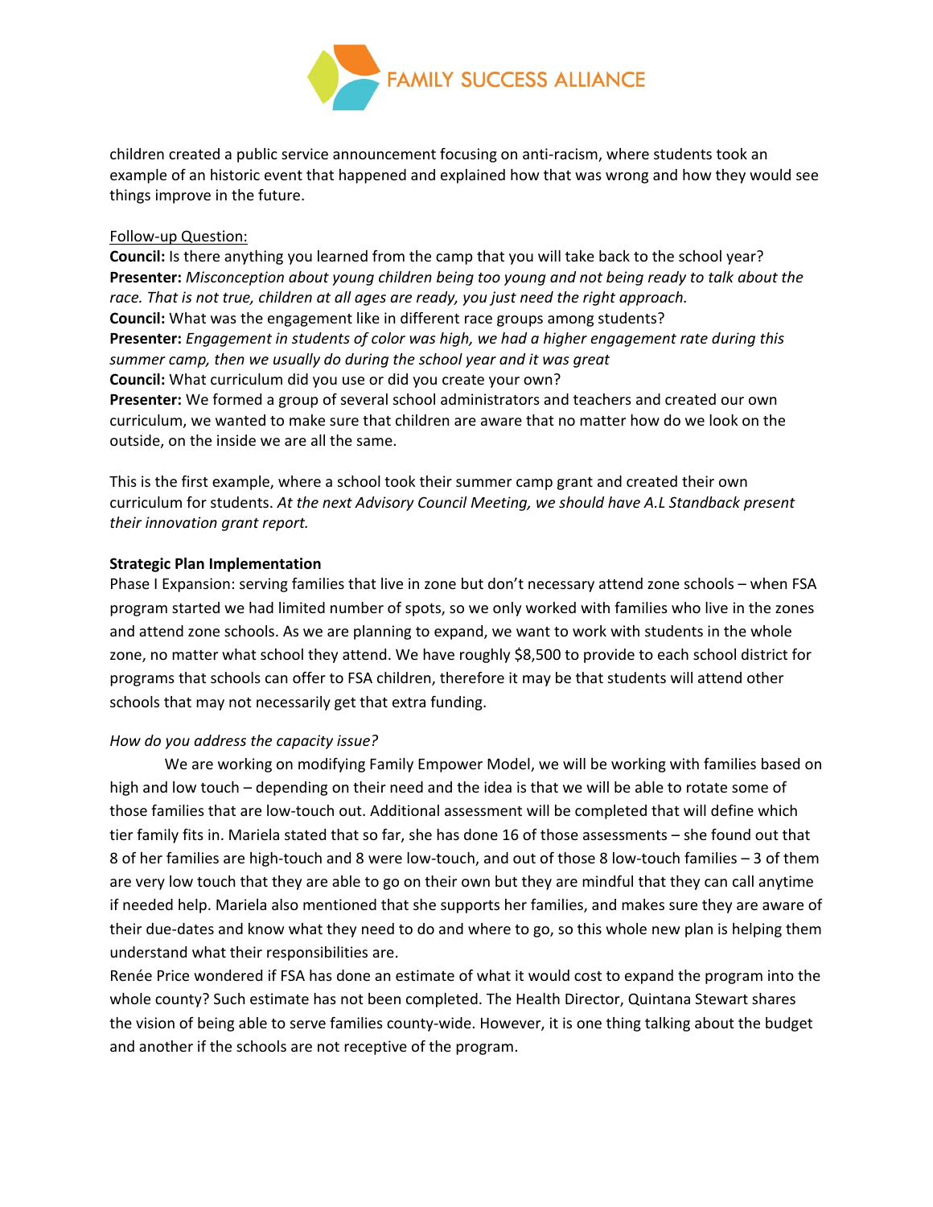children created a public service announcement focusing on anti-racism, where students took an example of an historic event that happened and explained how that was wrong and how they would see things improve in the future.

<u>Follow-up Question:</u>
**Council:** Is there anything you learned from the camp that you will take back to the school year?
**Presenter:** *Misconception about young children being too young and not being ready to talk about the race. That is not true, children at all ages are ready, you just need the right approach.*
**Council:** What was the engagement like in different race groups among students?
**Presenter:** *Engagement in students of color was high, we had a higher engagement rate during this summer camp, then we usually do during the school year and it was great*
**Council:** What curriculum did you use or did you create your own?
**Presenter:** We formed a group of several school administrators and teachers and created our own curriculum, we wanted to make sure that children are aware that no matter how do we look on the outside, on the inside we are all the same.

This is the first example, where a school took their summer camp grant and created their own curriculum for students. *At the next Advisory Council Meeting, we should have A.L Standback present their innovation grant report.*

**Strategic Plan Implementation**
Phase I Expansion: serving families that live in zone but don't necessary attend zone schools – when FSA program started we had limited number of spots, so we only worked with families who live in the zones and attend zone schools. As we are planning to expand, we want to work with students in the whole zone, no matter what school they attend. We have roughly $8,500 to provide to each school district for programs that schools can offer to FSA children, therefore it may be that students will attend other schools that may not necessarily get that extra funding.

*How do you address the capacity issue?*

We are working on modifying Family Empower Model, we will be working with families based on high and low touch – depending on their need and the idea is that we will be able to rotate some of those families that are low-touch out. Additional assessment will be completed that will define which tier family fits in. Mariela stated that so far, she has done 16 of those assessments – she found out that 8 of her families are high-touch and 8 were low-touch, and out of those 8 low-touch families – 3 of them are very low touch that they are able to go on their own but they are mindful that they can call anytime if needed help. Mariela also mentioned that she supports her families, and makes sure they are aware of their due-dates and know what they need to do and where to go, so this whole new plan is helping them understand what their responsibilities are.

Renée Price wondered if FSA has done an estimate of what it would cost to expand the program into the whole county? Such estimate has not been completed. The Health Director, Quintana Stewart shares the vision of being able to serve families county-wide. However, it is one thing talking about the budget and another if the schools are not receptive of the program.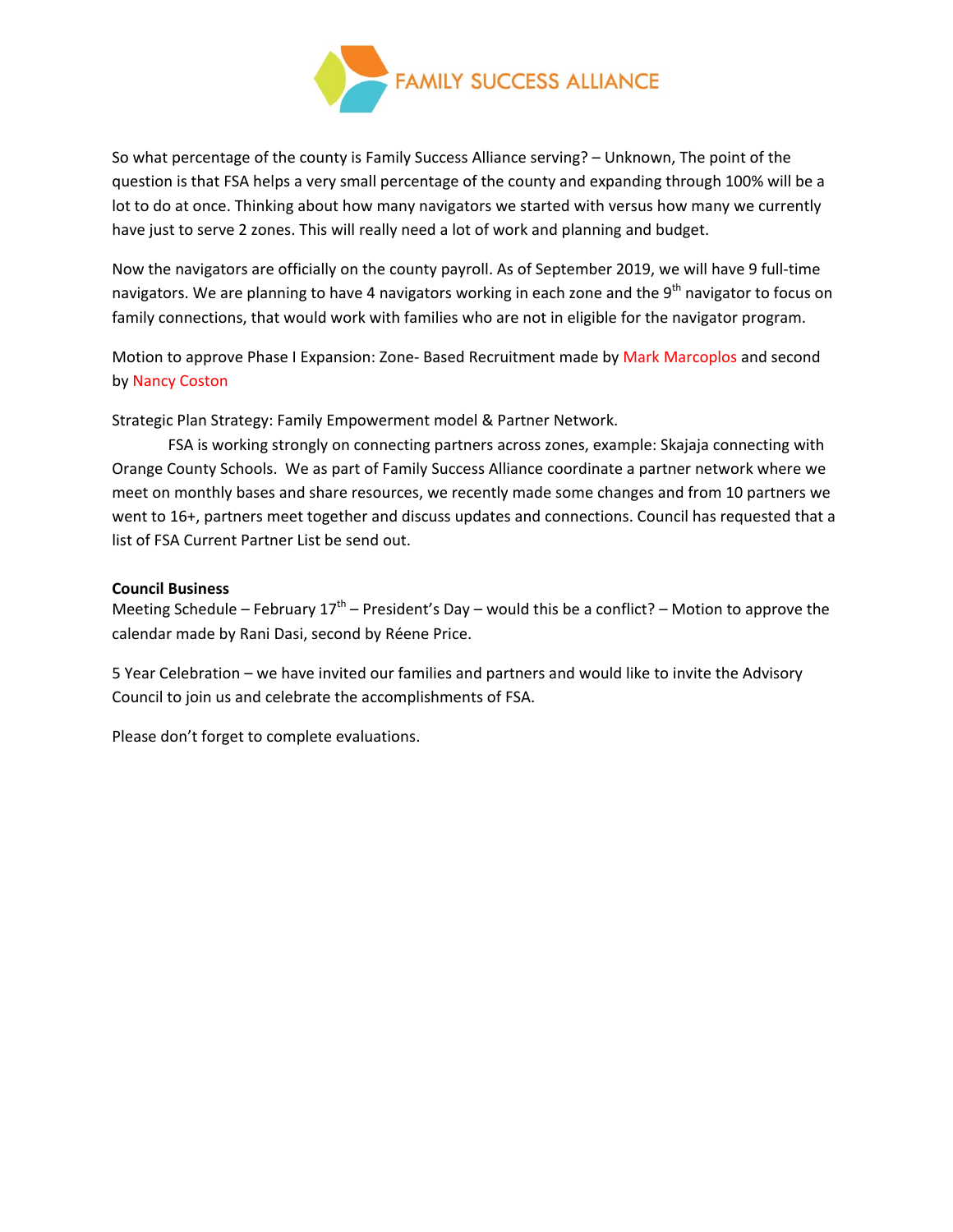So what percentage of the county is Family Success Alliance serving? – Unknown, The point of the question is that FSA helps a very small percentage of the county and expanding through 100% will be a lot to do at once. Thinking about how many navigators we started with versus how many we currently have just to serve 2 zones. This will really need a lot of work and planning and budget.

Now the navigators are officially on the county payroll. As of September 2019, we will have 9 full-time navigators. We are planning to have 4 navigators working in each zone and the 9th navigator to focus on family connections, that would work with families who are not in eligible for the navigator program.

Motion to approve Phase I Expansion: Zone- Based Recruitment made by Mark Marcoplos and second by Nancy Coston

Strategic Plan Strategy: Family Empowerment model & Partner Network.

FSA is working strongly on connecting partners across zones, example: Skajaja connecting with Orange County Schools. We as part of Family Success Alliance coordinate a partner network where we meet on monthly bases and share resources, we recently made some changes and from 10 partners we went to 16+, partners meet together and discuss updates and connections. Council has requested that a list of FSA Current Partner List be send out.

**Council Business**

Meeting Schedule – February 17th – President's Day – would this be a conflict? – Motion to approve the calendar made by Rani Dasi, second by Réene Price.

5 Year Celebration – we have invited our families and partners and would like to invite the Advisory Council to join us and celebrate the accomplishments of FSA.

Please don't forget to complete evaluations.